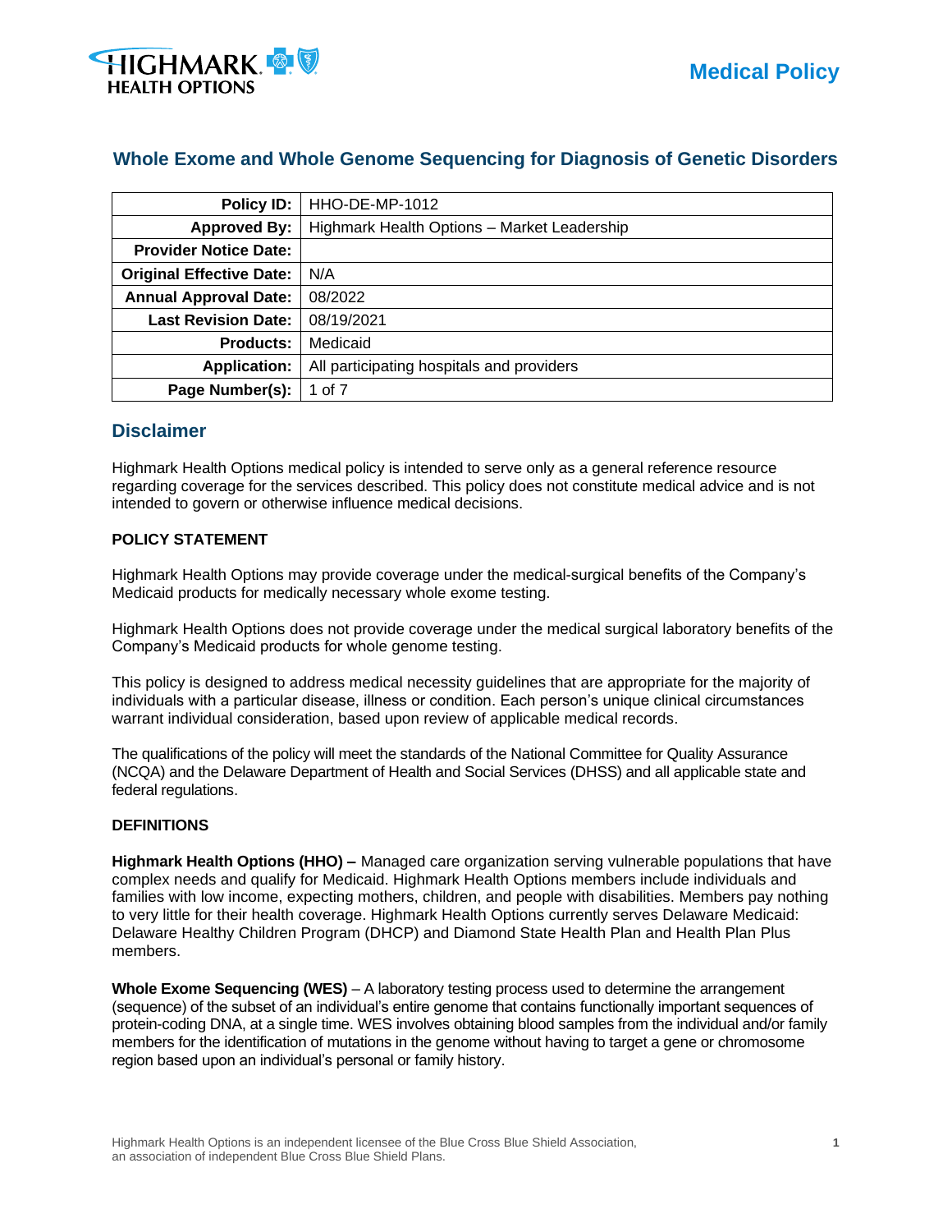# Whole Exome and Whole Genome Sequencing for Diagnosis of Genetic Disorders

| | |
|---|---|
| **Policy ID:** | HHO-DE-MP-1012 |
| **Approved By:** | Highmark Health Options – Market Leadership |
| **Provider Notice Date:** | |
| **Original Effective Date:** | N/A |
| **Annual Approval Date:** | 08/2022 |
| **Last Revision Date:** | 08/19/2021 |
| **Products:** | Medicaid |
| **Application:** | All participating hospitals and providers |
| **Page Number(s):** | 1 of 7 |

## Disclaimer

Highmark Health Options medical policy is intended to serve only as a general reference resource regarding coverage for the services described. This policy does not constitute medical advice and is not intended to govern or otherwise influence medical decisions.

**POLICY STATEMENT**

Highmark Health Options may provide coverage under the medical-surgical benefits of the Company's Medicaid products for medically necessary whole exome testing.

Highmark Health Options does not provide coverage under the medical surgical laboratory benefits of the Company's Medicaid products for whole genome testing.

This policy is designed to address medical necessity guidelines that are appropriate for the majority of individuals with a particular disease, illness or condition. Each person's unique clinical circumstances warrant individual consideration, based upon review of applicable medical records.

The qualifications of the policy will meet the standards of the National Committee for Quality Assurance (NCQA) and the Delaware Department of Health and Social Services (DHSS) and all applicable state and federal regulations.

**DEFINITIONS**

**Highmark Health Options (HHO) –** Managed care organization serving vulnerable populations that have complex needs and qualify for Medicaid. Highmark Health Options members include individuals and families with low income, expecting mothers, children, and people with disabilities. Members pay nothing to very little for their health coverage. Highmark Health Options currently serves Delaware Medicaid: Delaware Healthy Children Program (DHCP) and Diamond State Health Plan and Health Plan Plus members.

**Whole Exome Sequencing (WES)** – A laboratory testing process used to determine the arrangement (sequence) of the subset of an individual's entire genome that contains functionally important sequences of protein-coding DNA, at a single time. WES involves obtaining blood samples from the individual and/or family members for the identification of mutations in the genome without having to target a gene or chromosome region based upon an individual's personal or family history.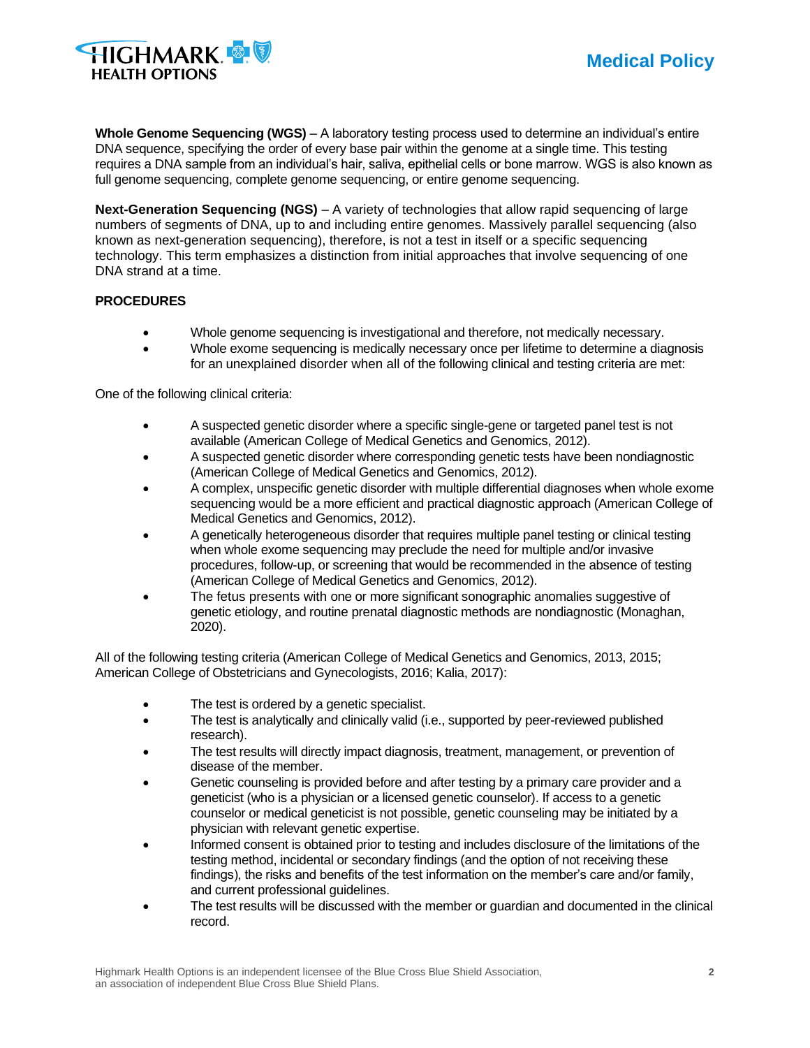**Whole Genome Sequencing (WGS)** – A laboratory testing process used to determine an individual's entire DNA sequence, specifying the order of every base pair within the genome at a single time. This testing requires a DNA sample from an individual's hair, saliva, epithelial cells or bone marrow. WGS is also known as full genome sequencing, complete genome sequencing, or entire genome sequencing.

**Next-Generation Sequencing (NGS)** – A variety of technologies that allow rapid sequencing of large numbers of segments of DNA, up to and including entire genomes. Massively parallel sequencing (also known as next-generation sequencing), therefore, is not a test in itself or a specific sequencing technology. This term emphasizes a distinction from initial approaches that involve sequencing of one DNA strand at a time.

**PROCEDURES**

- Whole genome sequencing is investigational and therefore, not medically necessary.
- Whole exome sequencing is medically necessary once per lifetime to determine a diagnosis for an unexplained disorder when all of the following clinical and testing criteria are met:

One of the following clinical criteria:

- A suspected genetic disorder where a specific single-gene or targeted panel test is not available (American College of Medical Genetics and Genomics, 2012).
- A suspected genetic disorder where corresponding genetic tests have been nondiagnostic (American College of Medical Genetics and Genomics, 2012).
- A complex, unspecific genetic disorder with multiple differential diagnoses when whole exome sequencing would be a more efficient and practical diagnostic approach (American College of Medical Genetics and Genomics, 2012).
- A genetically heterogeneous disorder that requires multiple panel testing or clinical testing when whole exome sequencing may preclude the need for multiple and/or invasive procedures, follow-up, or screening that would be recommended in the absence of testing (American College of Medical Genetics and Genomics, 2012).
- The fetus presents with one or more significant sonographic anomalies suggestive of genetic etiology, and routine prenatal diagnostic methods are nondiagnostic (Monaghan, 2020).

All of the following testing criteria (American College of Medical Genetics and Genomics, 2013, 2015; American College of Obstetricians and Gynecologists, 2016; Kalia, 2017):

- The test is ordered by a genetic specialist.
- The test is analytically and clinically valid (i.e., supported by peer-reviewed published research).
- The test results will directly impact diagnosis, treatment, management, or prevention of disease of the member.
- Genetic counseling is provided before and after testing by a primary care provider and a geneticist (who is a physician or a licensed genetic counselor). If access to a genetic counselor or medical geneticist is not possible, genetic counseling may be initiated by a physician with relevant genetic expertise.
- Informed consent is obtained prior to testing and includes disclosure of the limitations of the testing method, incidental or secondary findings (and the option of not receiving these findings), the risks and benefits of the test information on the member's care and/or family, and current professional guidelines.
- The test results will be discussed with the member or guardian and documented in the clinical record.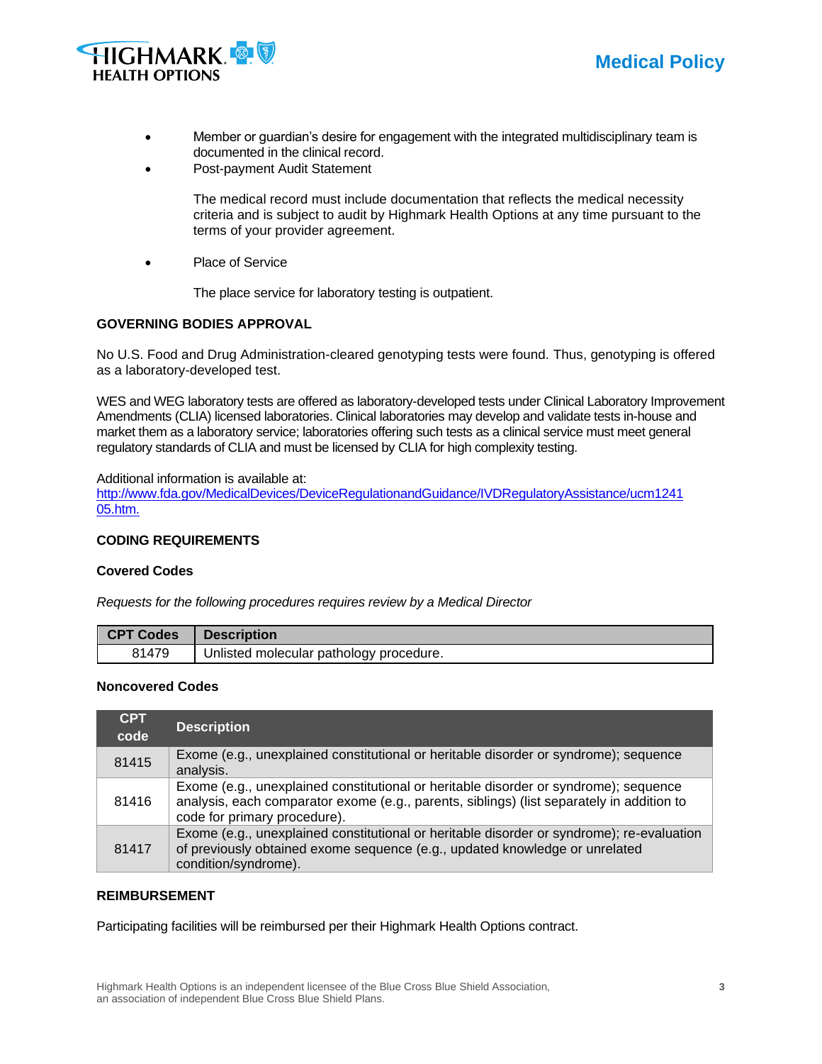- Member or guardian's desire for engagement with the integrated multidisciplinary team is documented in the clinical record.
- Post-payment Audit Statement

  The medical record must include documentation that reflects the medical necessity criteria and is subject to audit by Highmark Health Options at any time pursuant to the terms of your provider agreement.

- Place of Service

  The place service for laboratory testing is outpatient.

## GOVERNING BODIES APPROVAL

No U.S. Food and Drug Administration-cleared genotyping tests were found. Thus, genotyping is offered as a laboratory-developed test.

WES and WEG laboratory tests are offered as laboratory-developed tests under Clinical Laboratory Improvement Amendments (CLIA) licensed laboratories. Clinical laboratories may develop and validate tests in-house and market them as a laboratory service; laboratories offering such tests as a clinical service must meet general regulatory standards of CLIA and must be licensed by CLIA for high complexity testing.

Additional information is available at:
http://www.fda.gov/MedicalDevices/DeviceRegulationandGuidance/IVDRegulatoryAssistance/ucm124105.htm.

## CODING REQUIREMENTS

### Covered Codes

*Requests for the following procedures requires review by a Medical Director*

| CPT Codes | Description |
|---|---|
| 81479 | Unlisted molecular pathology procedure. |

### Noncovered Codes

| CPT code | Description |
|---|---|
| 81415 | Exome (e.g., unexplained constitutional or heritable disorder or syndrome); sequence analysis. |
| 81416 | Exome (e.g., unexplained constitutional or heritable disorder or syndrome); sequence analysis, each comparator exome (e.g., parents, siblings) (list separately in addition to code for primary procedure). |
| 81417 | Exome (e.g., unexplained constitutional or heritable disorder or syndrome); re-evaluation of previously obtained exome sequence (e.g., updated knowledge or unrelated condition/syndrome). |

## REIMBURSEMENT

Participating facilities will be reimbursed per their Highmark Health Options contract.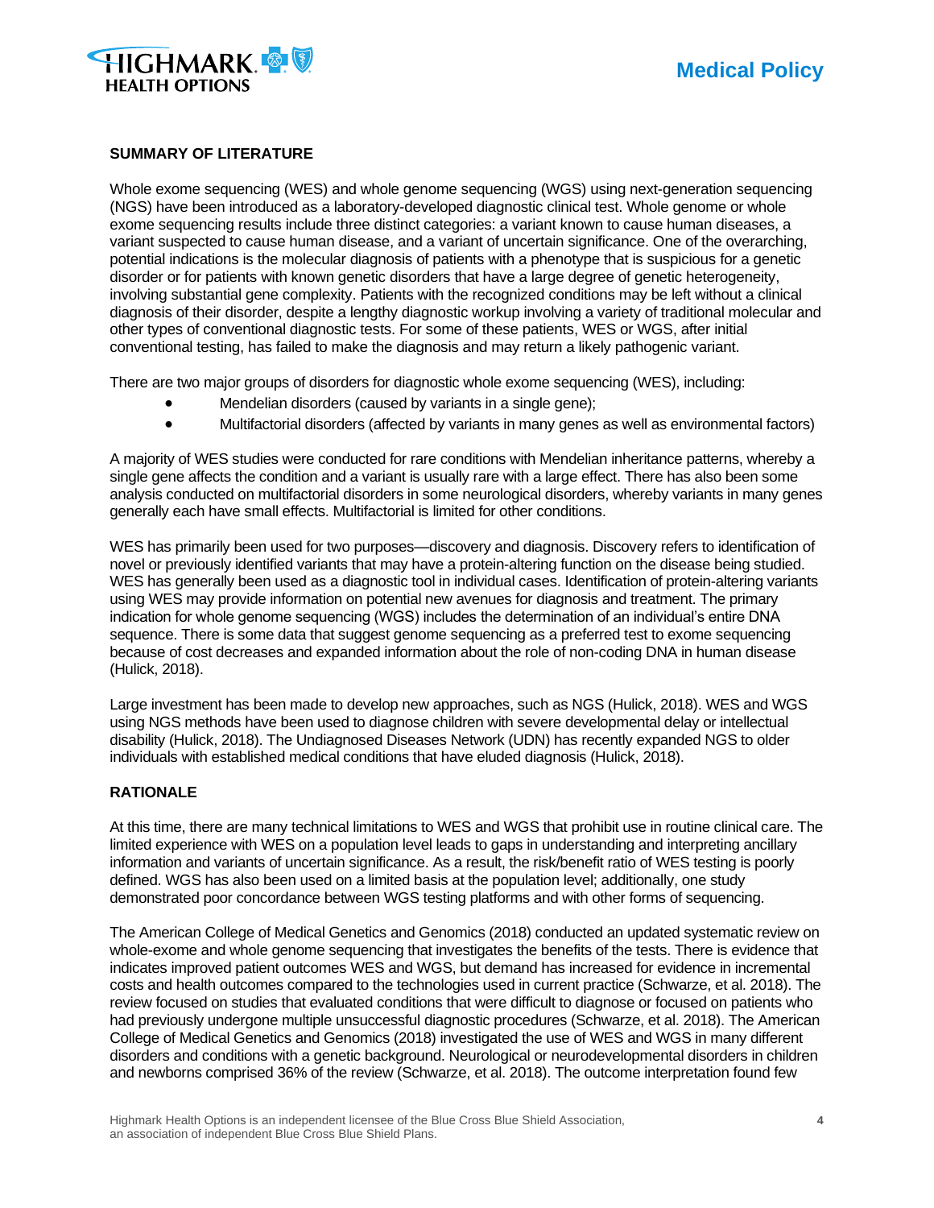## SUMMARY OF LITERATURE

Whole exome sequencing (WES) and whole genome sequencing (WGS) using next-generation sequencing (NGS) have been introduced as a laboratory-developed diagnostic clinical test. Whole genome or whole exome sequencing results include three distinct categories: a variant known to cause human diseases, a variant suspected to cause human disease, and a variant of uncertain significance. One of the overarching, potential indications is the molecular diagnosis of patients with a phenotype that is suspicious for a genetic disorder or for patients with known genetic disorders that have a large degree of genetic heterogeneity, involving substantial gene complexity. Patients with the recognized conditions may be left without a clinical diagnosis of their disorder, despite a lengthy diagnostic workup involving a variety of traditional molecular and other types of conventional diagnostic tests. For some of these patients, WES or WGS, after initial conventional testing, has failed to make the diagnosis and may return a likely pathogenic variant.

There are two major groups of disorders for diagnostic whole exome sequencing (WES), including:

- Mendelian disorders (caused by variants in a single gene);
- Multifactorial disorders (affected by variants in many genes as well as environmental factors)

A majority of WES studies were conducted for rare conditions with Mendelian inheritance patterns, whereby a single gene affects the condition and a variant is usually rare with a large effect. There has also been some analysis conducted on multifactorial disorders in some neurological disorders, whereby variants in many genes generally each have small effects. Multifactorial is limited for other conditions.

WES has primarily been used for two purposes—discovery and diagnosis. Discovery refers to identification of novel or previously identified variants that may have a protein-altering function on the disease being studied. WES has generally been used as a diagnostic tool in individual cases. Identification of protein-altering variants using WES may provide information on potential new avenues for diagnosis and treatment. The primary indication for whole genome sequencing (WGS) includes the determination of an individual's entire DNA sequence. There is some data that suggest genome sequencing as a preferred test to exome sequencing because of cost decreases and expanded information about the role of non-coding DNA in human disease (Hulick, 2018).

Large investment has been made to develop new approaches, such as NGS (Hulick, 2018). WES and WGS using NGS methods have been used to diagnose children with severe developmental delay or intellectual disability (Hulick, 2018). The Undiagnosed Diseases Network (UDN) has recently expanded NGS to older individuals with established medical conditions that have eluded diagnosis (Hulick, 2018).

## RATIONALE

At this time, there are many technical limitations to WES and WGS that prohibit use in routine clinical care. The limited experience with WES on a population level leads to gaps in understanding and interpreting ancillary information and variants of uncertain significance. As a result, the risk/benefit ratio of WES testing is poorly defined. WGS has also been used on a limited basis at the population level; additionally, one study demonstrated poor concordance between WGS testing platforms and with other forms of sequencing.

The American College of Medical Genetics and Genomics (2018) conducted an updated systematic review on whole-exome and whole genome sequencing that investigates the benefits of the tests. There is evidence that indicates improved patient outcomes WES and WGS, but demand has increased for evidence in incremental costs and health outcomes compared to the technologies used in current practice (Schwarze, et al. 2018). The review focused on studies that evaluated conditions that were difficult to diagnose or focused on patients who had previously undergone multiple unsuccessful diagnostic procedures (Schwarze, et al. 2018). The American College of Medical Genetics and Genomics (2018) investigated the use of WES and WGS in many different disorders and conditions with a genetic background. Neurological or neurodevelopmental disorders in children and newborns comprised 36% of the review (Schwarze, et al. 2018). The outcome interpretation found few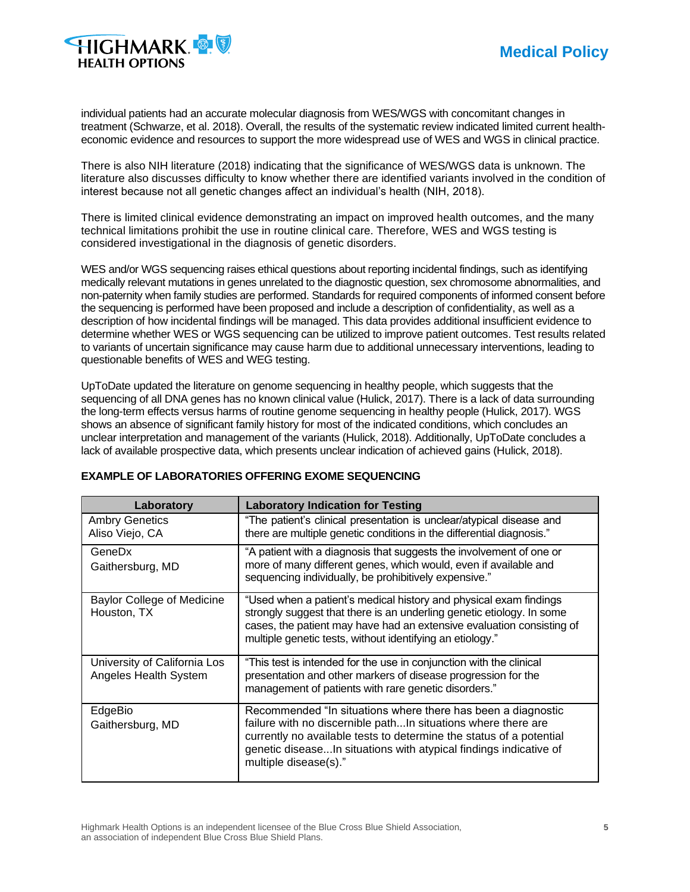individual patients had an accurate molecular diagnosis from WES/WGS with concomitant changes in treatment (Schwarze, et al. 2018). Overall, the results of the systematic review indicated limited current health-economic evidence and resources to support the more widespread use of WES and WGS in clinical practice.

There is also NIH literature (2018) indicating that the significance of WES/WGS data is unknown. The literature also discusses difficulty to know whether there are identified variants involved in the condition of interest because not all genetic changes affect an individual's health (NIH, 2018).

There is limited clinical evidence demonstrating an impact on improved health outcomes, and the many technical limitations prohibit the use in routine clinical care. Therefore, WES and WGS testing is considered investigational in the diagnosis of genetic disorders.

WES and/or WGS sequencing raises ethical questions about reporting incidental findings, such as identifying medically relevant mutations in genes unrelated to the diagnostic question, sex chromosome abnormalities, and non-paternity when family studies are performed. Standards for required components of informed consent before the sequencing is performed have been proposed and include a description of confidentiality, as well as a description of how incidental findings will be managed. This data provides additional insufficient evidence to determine whether WES or WGS sequencing can be utilized to improve patient outcomes. Test results related to variants of uncertain significance may cause harm due to additional unnecessary interventions, leading to questionable benefits of WES and WEG testing.

UpToDate updated the literature on genome sequencing in healthy people, which suggests that the sequencing of all DNA genes has no known clinical value (Hulick, 2017). There is a lack of data surrounding the long-term effects versus harms of routine genome sequencing in healthy people (Hulick, 2017). WGS shows an absence of significant family history for most of the indicated conditions, which concludes an unclear interpretation and management of the variants (Hulick, 2018). Additionally, UpToDate concludes a lack of available prospective data, which presents unclear indication of achieved gains (Hulick, 2018).

**EXAMPLE OF LABORATORIES OFFERING EXOME SEQUENCING**

| Laboratory | Laboratory Indication for Testing |
|---|---|
| Ambry Genetics<br>Aliso Viejo, CA | "The patient's clinical presentation is unclear/atypical disease and there are multiple genetic conditions in the differential diagnosis." |
| GeneDx<br>Gaithersburg, MD | "A patient with a diagnosis that suggests the involvement of one or more of many different genes, which would, even if available and sequencing individually, be prohibitively expensive." |
| Baylor College of Medicine<br>Houston, TX | "Used when a patient's medical history and physical exam findings strongly suggest that there is an underling genetic etiology. In some cases, the patient may have had an extensive evaluation consisting of multiple genetic tests, without identifying an etiology." |
| University of California Los Angeles Health System | "This test is intended for the use in conjunction with the clinical presentation and other markers of disease progression for the management of patients with rare genetic disorders." |
| EdgeBio<br>Gaithersburg, MD | Recommended "In situations where there has been a diagnostic failure with no discernible path...In situations where there are currently no available tests to determine the status of a potential genetic disease...In situations with atypical findings indicative of multiple disease(s)." |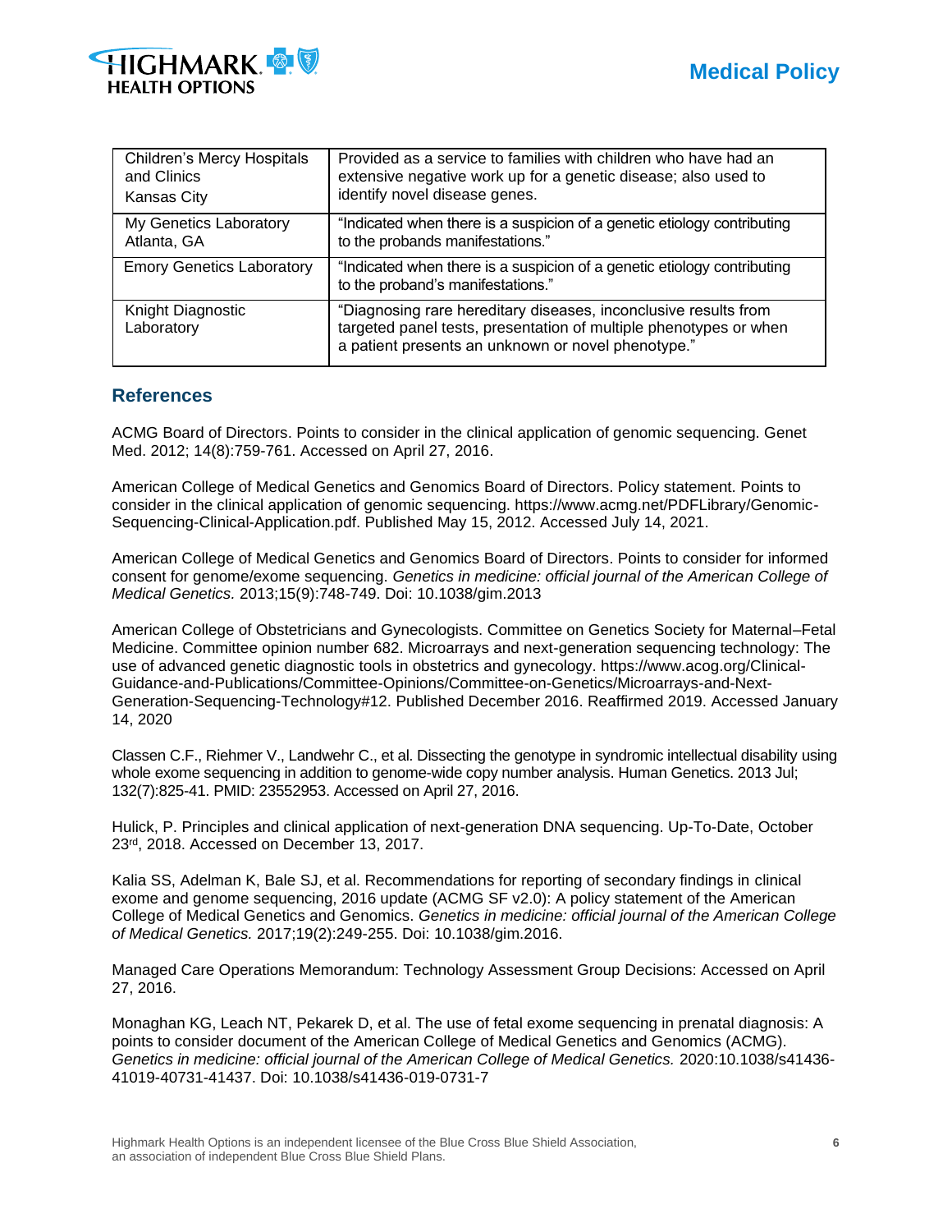| | |
|---|---|
| Children's Mercy Hospitals and Clinics Kansas City | Provided as a service to families with children who have had an extensive negative work up for a genetic disease; also used to identify novel disease genes. |
| My Genetics Laboratory Atlanta, GA | "Indicated when there is a suspicion of a genetic etiology contributing to the probands manifestations." |
| Emory Genetics Laboratory | "Indicated when there is a suspicion of a genetic etiology contributing to the proband's manifestations." |
| Knight Diagnostic Laboratory | "Diagnosing rare hereditary diseases, inconclusive results from targeted panel tests, presentation of multiple phenotypes or when a patient presents an unknown or novel phenotype." |

## References

ACMG Board of Directors. Points to consider in the clinical application of genomic sequencing. Genet Med. 2012; 14(8):759-761. Accessed on April 27, 2016.

American College of Medical Genetics and Genomics Board of Directors. Policy statement. Points to consider in the clinical application of genomic sequencing. https://www.acmg.net/PDFLibrary/Genomic-Sequencing-Clinical-Application.pdf. Published May 15, 2012. Accessed July 14, 2021.

American College of Medical Genetics and Genomics Board of Directors. Points to consider for informed consent for genome/exome sequencing. *Genetics in medicine: official journal of the American College of Medical Genetics.* 2013;15(9):748-749. Doi: 10.1038/gim.2013

American College of Obstetricians and Gynecologists. Committee on Genetics Society for Maternal–Fetal Medicine. Committee opinion number 682. Microarrays and next-generation sequencing technology: The use of advanced genetic diagnostic tools in obstetrics and gynecology. https://www.acog.org/Clinical-Guidance-and-Publications/Committee-Opinions/Committee-on-Genetics/Microarrays-and-Next-Generation-Sequencing-Technology#12. Published December 2016. Reaffirmed 2019. Accessed January 14, 2020

Classen C.F., Riehmer V., Landwehr C., et al. Dissecting the genotype in syndromic intellectual disability using whole exome sequencing in addition to genome-wide copy number analysis. Human Genetics. 2013 Jul; 132(7):825-41. PMID: 23552953. Accessed on April 27, 2016.

Hulick, P. Principles and clinical application of next-generation DNA sequencing. Up-To-Date, October 23rd, 2018. Accessed on December 13, 2017.

Kalia SS, Adelman K, Bale SJ, et al. Recommendations for reporting of secondary findings in clinical exome and genome sequencing, 2016 update (ACMG SF v2.0): A policy statement of the American College of Medical Genetics and Genomics. *Genetics in medicine: official journal of the American College of Medical Genetics.* 2017;19(2):249-255. Doi: 10.1038/gim.2016.

Managed Care Operations Memorandum: Technology Assessment Group Decisions: Accessed on April 27, 2016.

Monaghan KG, Leach NT, Pekarek D, et al. The use of fetal exome sequencing in prenatal diagnosis: A points to consider document of the American College of Medical Genetics and Genomics (ACMG). *Genetics in medicine: official journal of the American College of Medical Genetics.* 2020:10.1038/s41436-41019-40731-41437. Doi: 10.1038/s41436-019-0731-7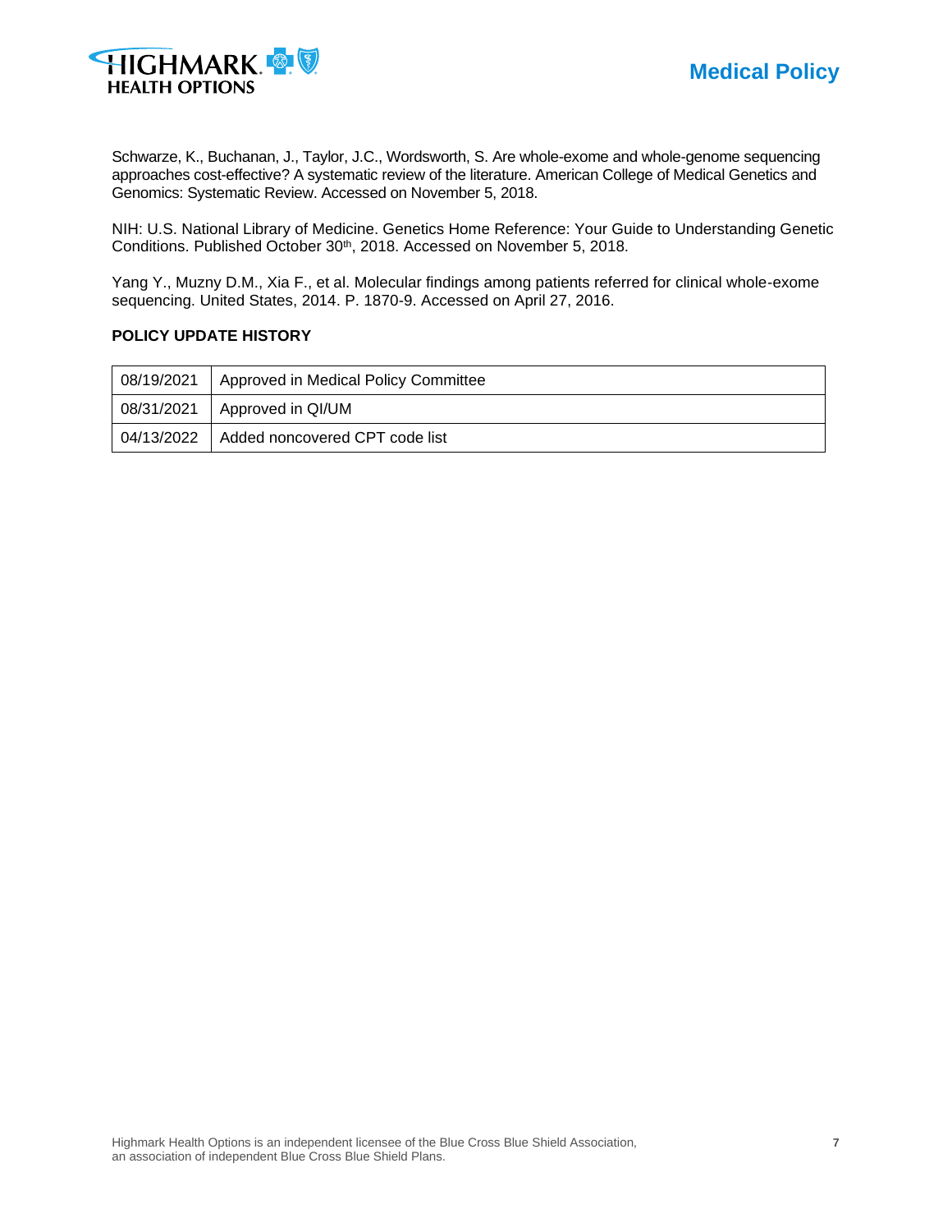Schwarze, K., Buchanan, J., Taylor, J.C., Wordsworth, S. Are whole-exome and whole-genome sequencing approaches cost-effective? A systematic review of the literature. American College of Medical Genetics and Genomics: Systematic Review. Accessed on November 5, 2018.

NIH: U.S. National Library of Medicine. Genetics Home Reference: Your Guide to Understanding Genetic Conditions. Published October 30th, 2018. Accessed on November 5, 2018.

Yang Y., Muzny D.M., Xia F., et al. Molecular findings among patients referred for clinical whole-exome sequencing. United States, 2014. P. 1870-9. Accessed on April 27, 2016.

**POLICY UPDATE HISTORY**

| | |
|---|---|
| 08/19/2021 | Approved in Medical Policy Committee |
| 08/31/2021 | Approved in QI/UM |
| 04/13/2022 | Added noncovered CPT code list |